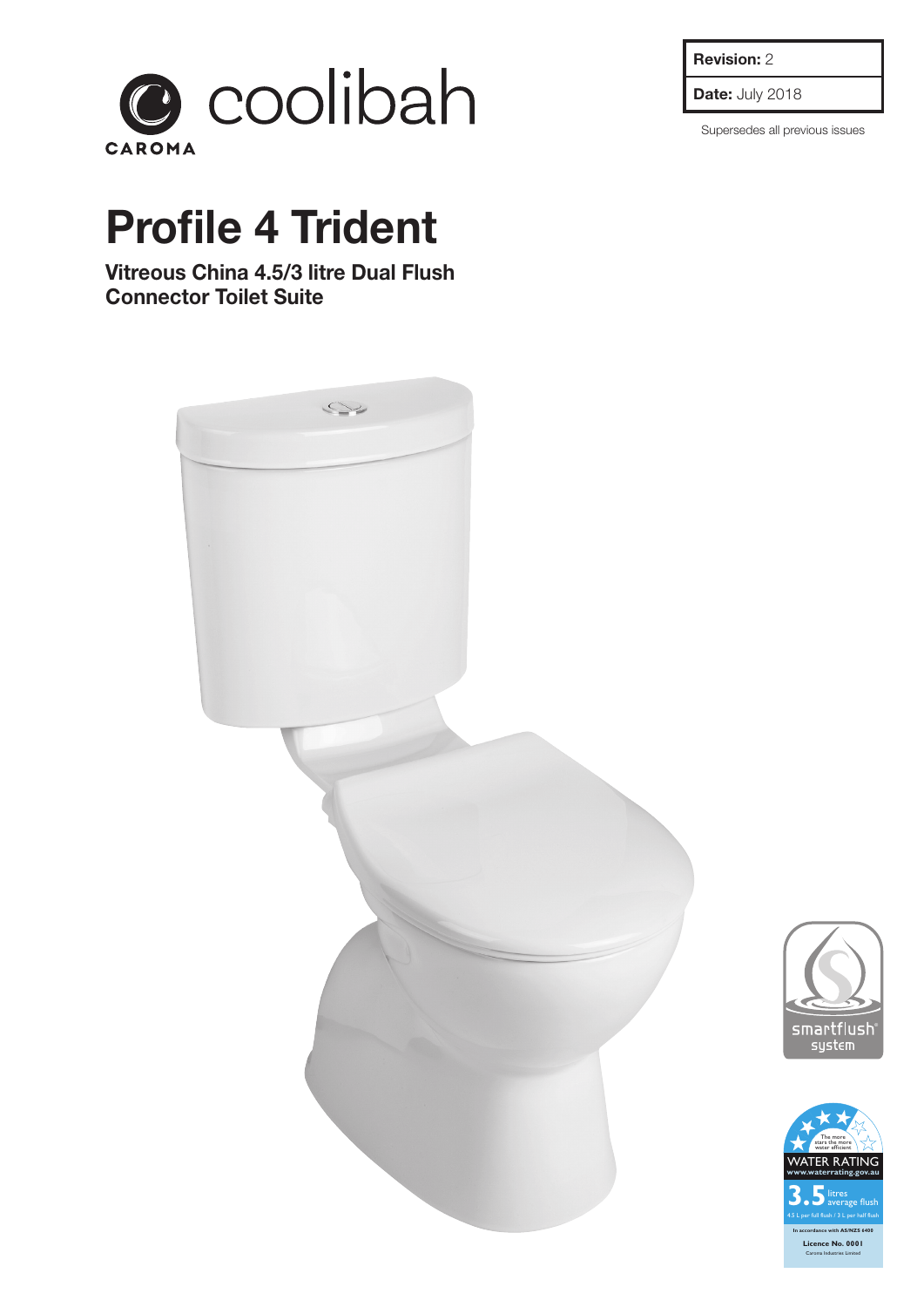coolibah

CAROMA

| **Revision:** 2 |
| --- |
| **Date:** July 2018 |

Supersedes all previous issues

# Profile 4 Trident

**Vitreous China 4.5/3 litre Dual Flush Connector Toilet Suite**

smartflush® system

WATER RATING
www.waterrating.gov.au
3.5 litres average flush
4.5 L per full flush / 3 L per half flush
In accordance with AS/NZS 6400
Licence No. 0001
Caroma Industries Limited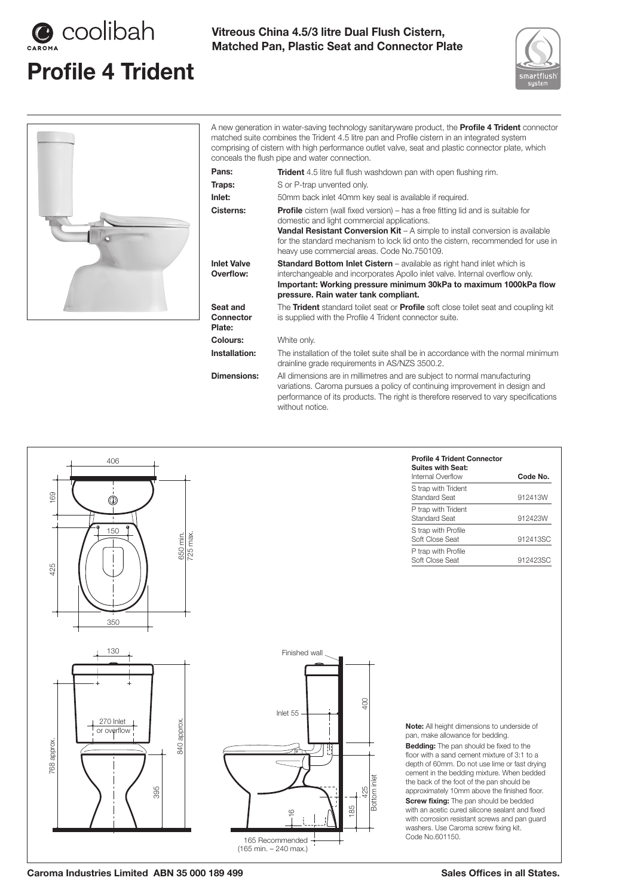coolibah
CAROMA

# Profile 4 Trident

**Vitreous China 4.5/3 litre Dual Flush Cistern, Matched Pan, Plastic Seat and Connector Plate**

smartflush system

A new generation in water-saving technology sanitaryware product, the **Profile 4 Trident** connector matched suite combines the Trident 4.5 litre pan and Profile cistern in an integrated system comprising of cistern with high performance outlet valve, seat and plastic connector plate, which conceals the flush pipe and water connection.

| | |
|---|---|
| **Pans:** | **Trident** 4.5 litre full flush washdown pan with open flushing rim. |
| **Traps:** | S or P-trap unvented only. |
| **Inlet:** | 50mm back inlet 40mm key seal is available if required. |
| **Cisterns:** | **Profile** cistern (wall fixed version) – has a free fitting lid and is suitable for domestic and light commercial applications. **Vandal Resistant Conversion Kit** – A simple to install conversion is available for the standard mechanism to lock lid onto the cistern, recommended for use in heavy use commercial areas. Code No.750109. |
| **Inlet Valve Overflow:** | **Standard Bottom Inlet Cistern** – available as right hand inlet which is interchangeable and incorporates Apollo inlet valve. Internal overflow only. **Important: Working pressure minimum 30kPa to maximum 1000kPa flow pressure. Rain water tank compliant.** |
| **Seat and Connector Plate:** | The **Trident** standard toilet seat or **Profile** soft close toilet seat and coupling kit is supplied with the Profile 4 Trident connector suite. |
| **Colours:** | White only. |
| **Installation:** | The installation of the toilet suite shall be in accordance with the normal minimum drainline grade requirements in AS/NZS 3500.2. |
| **Dimensions:** | All dimensions are in millimetres and are subject to normal manufacturing variations. Caroma pursues a policy of continuing improvement in design and performance of its products. The right is therefore reserved to vary specifications without notice. |

406
169
150
425
350
650 min.
725 max.

130
270 Inlet or overflow
768 approx.
840 approx.
395

Finished wall
Inlet 55
400
425 Bottom inlet
185
16
165 Recommended (165 min. – 240 max.)

| Profile 4 Trident Connector Suites with Seat: Internal Overflow | Code No. |
|---|---|
| S trap with Trident Standard Seat | 912413W |
| P trap with Trident Standard Seat | 912423W |
| S trap with Profile Soft Close Seat | 912413SC |
| P trap with Profile Soft Close Seat | 912423SC |

**Note:** All height dimensions to underside of pan, make allowance for bedding.

**Bedding:** The pan should be fixed to the floor with a sand cement mixture of 3:1 to a depth of 60mm. Do not use lime or fast drying cement in the bedding mixture. When bedded the back of the foot of the pan should be approximately 10mm above the finished floor.

**Screw fixing:** The pan should be bedded with an acetic cured silicone sealant and fixed with corrosion resistant screws and pan guard washers. Use Caroma screw fixing kit. Code No.601150.

**Caroma Industries Limited ABN 35 000 189 499** **Sales Offices in all States.**